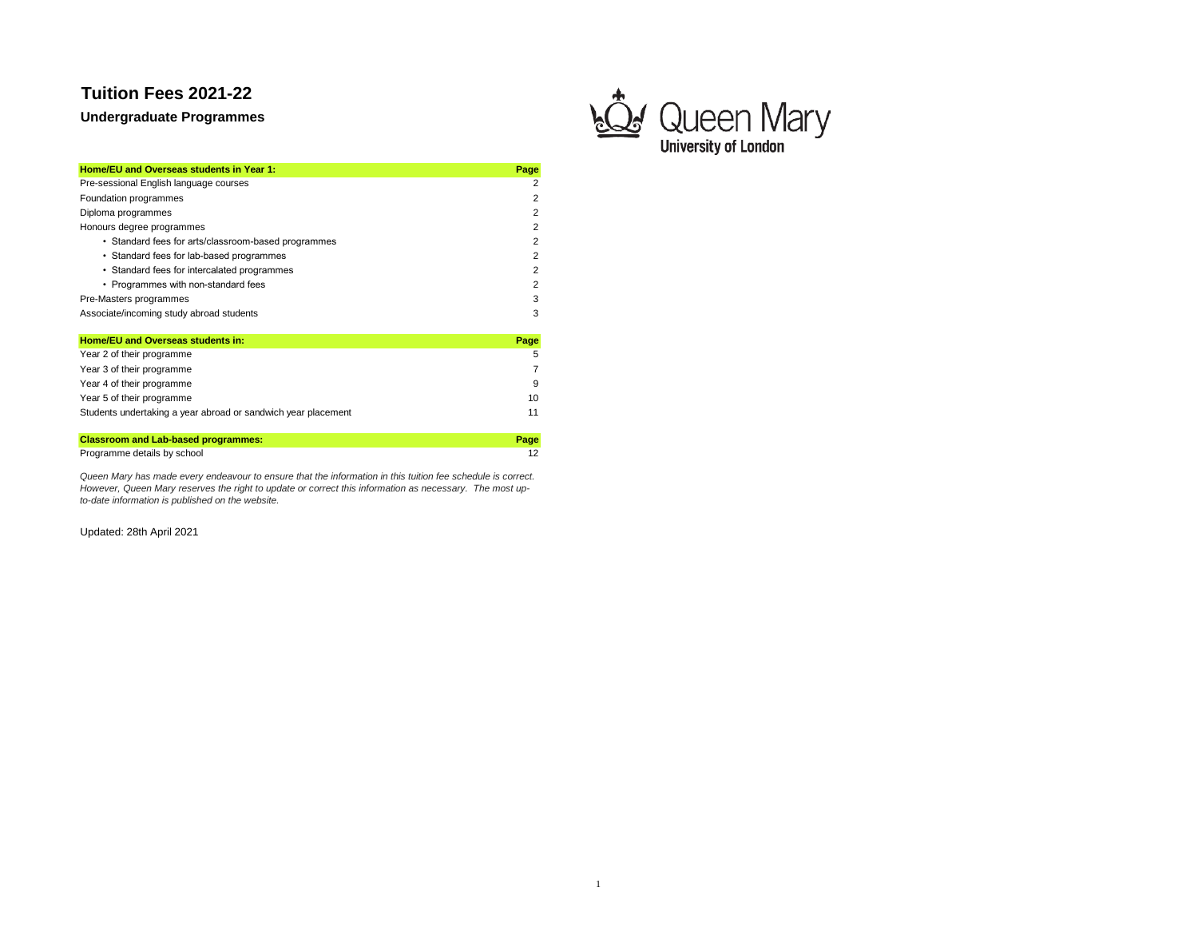# Tuition Fees 2021-22

## Undergraduate Programmes

| Home/EU and Overseas students in Year 1: | Page |
| --- | --- |
| Pre-sessional English language courses | 2 |
| Foundation programmes | 2 |
| Diploma programmes | 2 |
| Honours degree programmes | 2 |
| • Standard fees for arts/classroom-based programmes | 2 |
| • Standard fees for lab-based programmes | 2 |
| • Standard fees for intercalated programmes | 2 |
| • Programmes with non-standard fees | 2 |
| Pre-Masters programmes | 3 |
| Associate/incoming study abroad students | 3 |

| Home/EU and Overseas students in: | Page |
| --- | --- |
| Year 2 of their programme | 5 |
| Year 3 of their programme | 7 |
| Year 4 of their programme | 9 |
| Year 5 of their programme | 10 |
| Students undertaking a year abroad or sandwich year placement | 11 |

| Classroom and Lab-based programmes: | Page |
| --- | --- |
| Programme details by school | 12 |

*Queen Mary has made every endeavour to ensure that the information in this tuition fee schedule is correct. However, Queen Mary reserves the right to update or correct this information as necessary. The most up-to-date information is published on the website.*

Updated: 28th April 2021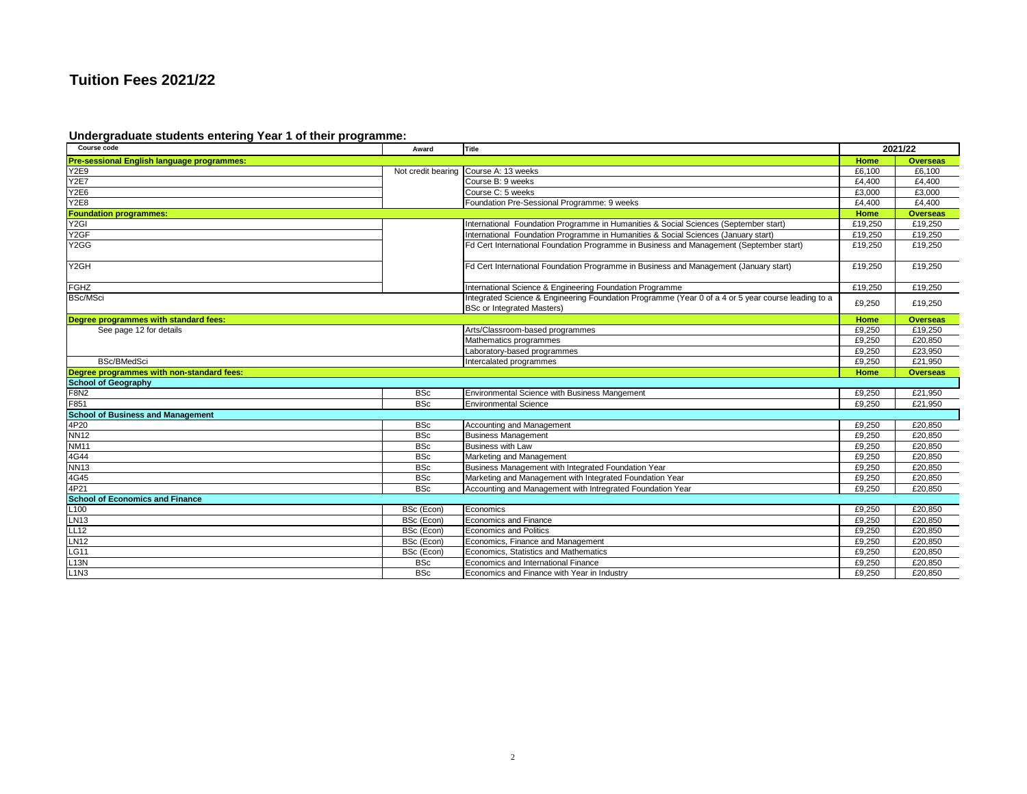# Tuition Fees 2021/22

## Undergraduate students entering Year 1 of their programme:

| Course code | Award | Title | 2021/22 | |
|---|---|---|---|---|
| **Pre-sessional English language programmes:** | | | **Home** | **Overseas** |
| Y2E9 | Not credit bearing | Course A: 13 weeks | £6,100 | £6,100 |
| Y2E7 | | Course B: 9 weeks | £4,400 | £4,400 |
| Y2E6 | | Course C: 5 weeks | £3,000 | £3,000 |
| Y2E8 | | Foundation Pre-Sessional Programme: 9 weeks | £4,400 | £4,400 |
| **Foundation programmes:** | | | **Home** | **Overseas** |
| Y2GI | | International Foundation Programme in Humanities & Social Sciences (September start) | £19,250 | £19,250 |
| Y2GF | | International Foundation Programme in Humanities & Social Sciences (January start) | £19,250 | £19,250 |
| Y2GG | | Fd Cert International Foundation Programme in Business and Management (September start) | £19,250 | £19,250 |
| Y2GH | | Fd Cert International Foundation Programme in Business and Management (January start) | £19,250 | £19,250 |
| FGHZ | | International Science & Engineering Foundation Programme | £19,250 | £19,250 |
| BSc/MSci | | Integrated Science & Engineering Foundation Programme (Year 0 of a 4 or 5 year course leading to a BSc or Integrated Masters) | £9,250 | £19,250 |
| **Degree programmes with standard fees:** | | | **Home** | **Overseas** |
| See page 12 for details | | Arts/Classroom-based programmes | £9,250 | £19,250 |
| | | Mathematics programmes | £9,250 | £20,850 |
| | | Laboratory-based programmes | £9,250 | £23,950 |
| BSc/BMedSci | | Intercalated programmes | £9,250 | £21,950 |
| **Degree programmes with non-standard fees:** | | | **Home** | **Overseas** |
| **School of Geography** | | | | |
| F8N2 | BSc | Environmental Science with Business Mangement | £9,250 | £21,950 |
| F851 | BSc | Environmental Science | £9,250 | £21,950 |
| **School of Business and Management** | | | | |
| 4P20 | BSc | Accounting and Management | £9,250 | £20,850 |
| NN12 | BSc | Business Management | £9,250 | £20,850 |
| NM11 | BSc | Business with Law | £9,250 | £20,850 |
| 4G44 | BSc | Marketing and Management | £9,250 | £20,850 |
| NN13 | BSc | Business Management with Integrated Foundation Year | £9,250 | £20,850 |
| 4G45 | BSc | Marketing and Management with Integrated Foundation Year | £9,250 | £20,850 |
| 4P21 | BSc | Accounting and Management with Intregrated Foundation Year | £9,250 | £20,850 |
| **School of Economics and Finance** | | | | |
| L100 | BSc (Econ) | Economics | £9,250 | £20,850 |
| LN13 | BSc (Econ) | Economics and Finance | £9,250 | £20,850 |
| LL12 | BSc (Econ) | Economics and Politics | £9,250 | £20,850 |
| LN12 | BSc (Econ) | Economics, Finance and Management | £9,250 | £20,850 |
| LG11 | BSc (Econ) | Economics, Statistics and Mathematics | £9,250 | £20,850 |
| L13N | BSc | Economics and International Finance | £9,250 | £20,850 |
| L1N3 | BSc | Economics and Finance with Year in Industry | £9,250 | £20,850 |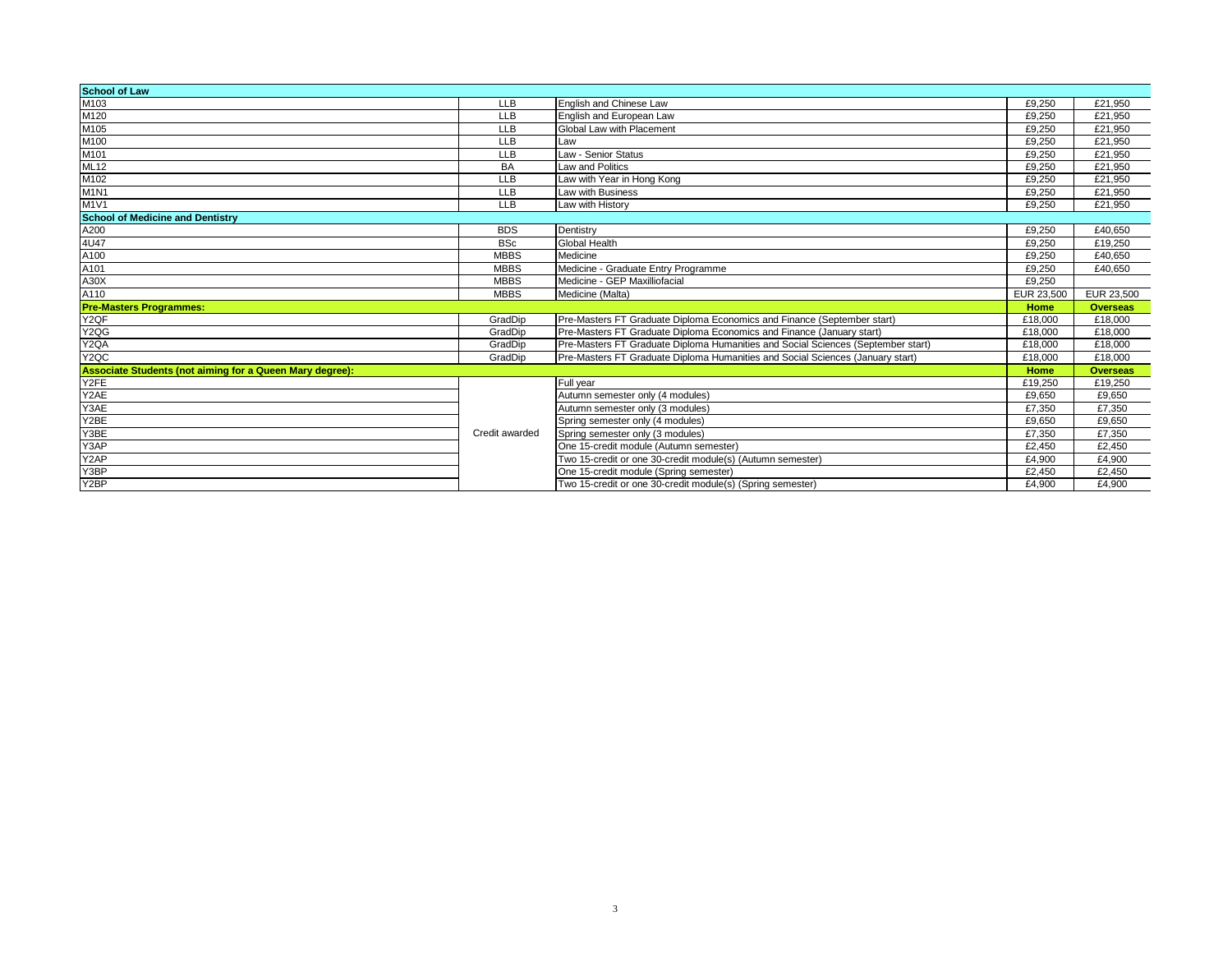| School of Law | | | | |
|---|---|---|---|---|
| M103 | LLB | English and Chinese Law | £9,250 | £21,950 |
| M120 | LLB | English and European Law | £9,250 | £21,950 |
| M105 | LLB | Global Law with Placement | £9,250 | £21,950 |
| M100 | LLB | Law | £9,250 | £21,950 |
| M101 | LLB | Law - Senior Status | £9,250 | £21,950 |
| ML12 | BA | Law and Politics | £9,250 | £21,950 |
| M102 | LLB | Law with Year in Hong Kong | £9,250 | £21,950 |
| M1N1 | LLB | Law with Business | £9,250 | £21,950 |
| M1V1 | LLB | Law with History | £9,250 | £21,950 |
| **School of Medicine and Dentistry** | | | | |
| A200 | BDS | Dentistry | £9,250 | £40,650 |
| 4U47 | BSc | Global Health | £9,250 | £19,250 |
| A100 | MBBS | Medicine | £9,250 | £40,650 |
| A101 | MBBS | Medicine - Graduate Entry Programme | £9,250 | £40,650 |
| A30X | MBBS | Medicine - GEP Maxilliofacial | £9,250 | |
| A110 | MBBS | Medicine (Malta) | EUR 23,500 | EUR 23,500 |
| **Pre-Masters Programmes:** | | | **Home** | **Overseas** |
| Y2QF | GradDip | Pre-Masters FT Graduate Diploma Economics and Finance (September start) | £18,000 | £18,000 |
| Y2QG | GradDip | Pre-Masters FT Graduate Diploma Economics and Finance (January start) | £18,000 | £18,000 |
| Y2QA | GradDip | Pre-Masters FT Graduate Diploma Humanities and Social Sciences (September start) | £18,000 | £18,000 |
| Y2QC | GradDip | Pre-Masters FT Graduate Diploma Humanities and Social Sciences (January start) | £18,000 | £18,000 |
| **Associate Students (not aiming for a Queen Mary degree):** | | | **Home** | **Overseas** |
| Y2FE | Credit awarded | Full year | £19,250 | £19,250 |
| Y2AE | | Autumn semester only (4 modules) | £9,650 | £9,650 |
| Y3AE | | Autumn semester only (3 modules) | £7,350 | £7,350 |
| Y2BE | | Spring semester only (4 modules) | £9,650 | £9,650 |
| Y3BE | | Spring semester only (3 modules) | £7,350 | £7,350 |
| Y3AP | | One 15-credit module (Autumn semester) | £2,450 | £2,450 |
| Y2AP | | Two 15-credit or one 30-credit module(s) (Autumn semester) | £4,900 | £4,900 |
| Y3BP | | One 15-credit module (Spring semester) | £2,450 | £2,450 |
| Y2BP | | Two 15-credit or one 30-credit module(s) (Spring semester) | £4,900 | £4,900 |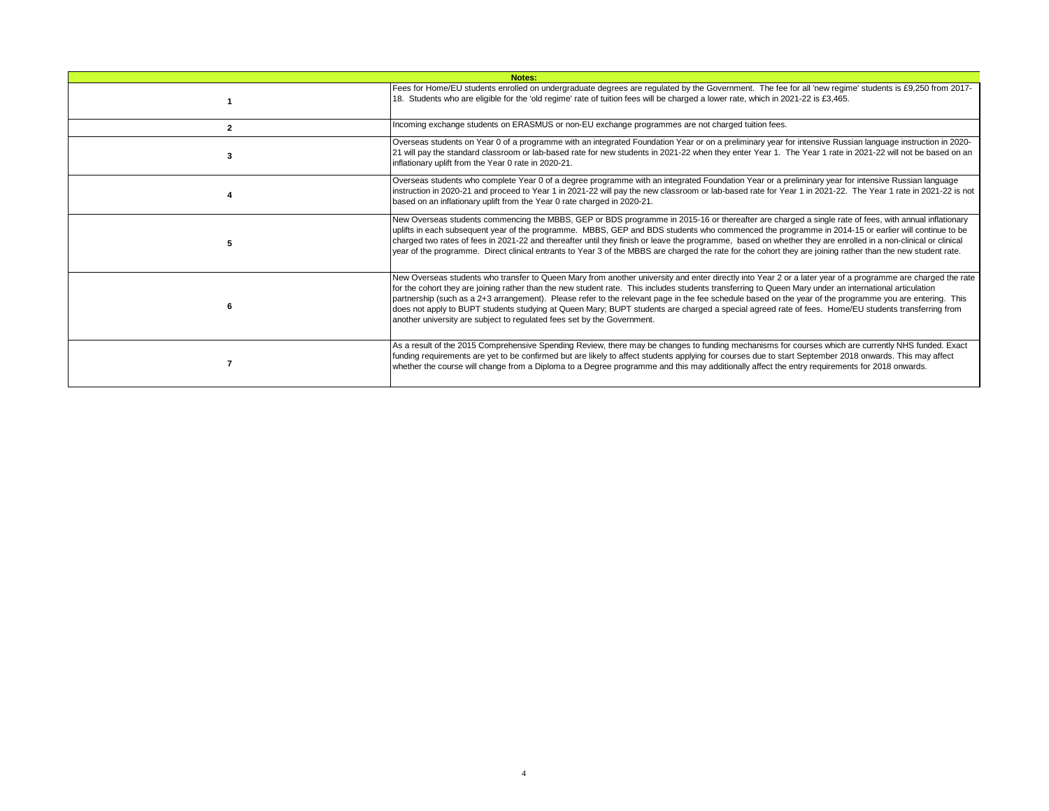| Notes: | |
|---|---|
| 1 | Fees for Home/EU students enrolled on undergraduate degrees are regulated by the Government. The fee for all 'new regime' students is £9,250 from 2017-18. Students who are eligible for the 'old regime' rate of tuition fees will be charged a lower rate, which in 2021-22 is £3,465. |
| 2 | Incoming exchange students on ERASMUS or non-EU exchange programmes are not charged tuition fees. |
| 3 | Overseas students on Year 0 of a programme with an integrated Foundation Year or on a preliminary year for intensive Russian language instruction in 2020-21 will pay the standard classroom or lab-based rate for new students in 2021-22 when they enter Year 1. The Year 1 rate in 2021-22 will not be based on an inflationary uplift from the Year 0 rate in 2020-21. |
| 4 | Overseas students who complete Year 0 of a degree programme with an integrated Foundation Year or a preliminary year for intensive Russian language instruction in 2020-21 and proceed to Year 1 in 2021-22 will pay the new classroom or lab-based rate for Year 1 in 2021-22. The Year 1 rate in 2021-22 is not based on an inflationary uplift from the Year 0 rate charged in 2020-21. |
| 5 | New Overseas students commencing the MBBS, GEP or BDS programme in 2015-16 or thereafter are charged a single rate of fees, with annual inflationary uplifts in each subsequent year of the programme. MBBS, GEP and BDS students who commenced the programme in 2014-15 or earlier will continue to be charged two rates of fees in 2021-22 and thereafter until they finish or leave the programme, based on whether they are enrolled in a non-clinical or clinical year of the programme. Direct clinical entrants to Year 3 of the MBBS are charged the rate for the cohort they are joining rather than the new student rate. |
| 6 | New Overseas students who transfer to Queen Mary from another university and enter directly into Year 2 or a later year of a programme are charged the rate for the cohort they are joining rather than the new student rate. This includes students transferring to Queen Mary under an international articulation partnership (such as a 2+3 arrangement). Please refer to the relevant page in the fee schedule based on the year of the programme you are entering. This does not apply to BUPT students studying at Queen Mary; BUPT students are charged a special agreed rate of fees. Home/EU students transferring from another university are subject to regulated fees set by the Government. |
| 7 | As a result of the 2015 Comprehensive Spending Review, there may be changes to funding mechanisms for courses which are currently NHS funded. Exact funding requirements are yet to be confirmed but are likely to affect students applying for courses due to start September 2018 onwards. This may affect whether the course will change from a Diploma to a Degree programme and this may additionally affect the entry requirements for 2018 onwards. |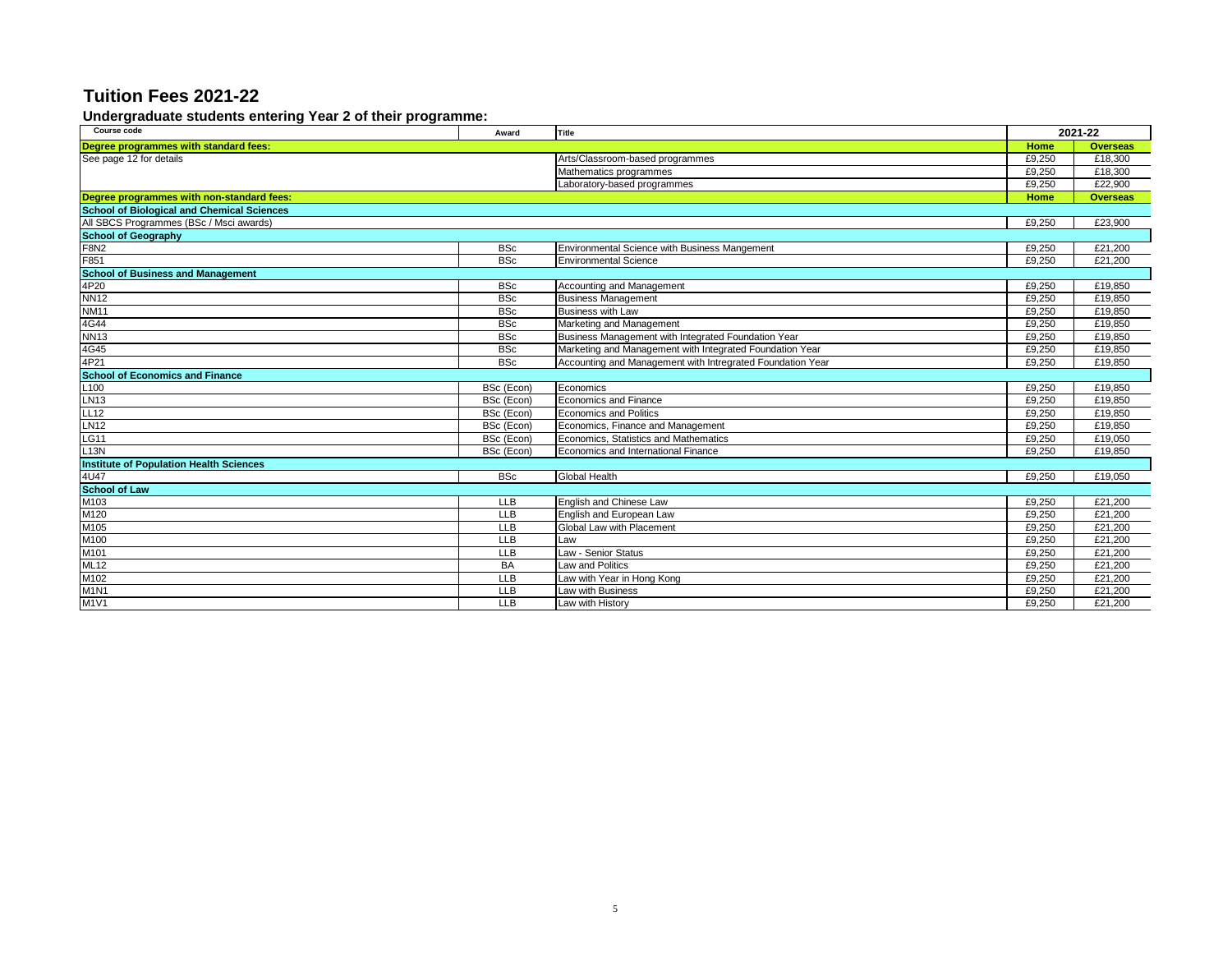# Tuition Fees 2021-22

## Undergraduate students entering Year 2 of their programme:

| Course code | Award | Title | 2021-22 | |
|---|---|---|---|---|
| **Degree programmes with standard fees:** | | | **Home** | **Overseas** |
| See page 12 for details | | Arts/Classroom-based programmes | £9,250 | £18,300 |
| | | Mathematics programmes | £9,250 | £18,300 |
| | | Laboratory-based programmes | £9,250 | £22,900 |
| **Degree programmes with non-standard fees:** | | | **Home** | **Overseas** |
| **School of Biological and Chemical Sciences** | | | | |
| All SBCS Programmes (BSc / Msci awards) | | | £9,250 | £23,900 |
| **School of Geography** | | | | |
| F8N2 | BSc | Environmental Science with Business Mangement | £9,250 | £21,200 |
| F851 | BSc | Environmental Science | £9,250 | £21,200 |
| **School of Business and Management** | | | | |
| 4P20 | BSc | Accounting and Management | £9,250 | £19,850 |
| NN12 | BSc | Business Management | £9,250 | £19,850 |
| NM11 | BSc | Business with Law | £9,250 | £19,850 |
| 4G44 | BSc | Marketing and Management | £9,250 | £19,850 |
| NN13 | BSc | Business Management with Integrated Foundation Year | £9,250 | £19,850 |
| 4G45 | BSc | Marketing and Management with Integrated Foundation Year | £9,250 | £19,850 |
| 4P21 | BSc | Accounting and Management with Intregrated Foundation Year | £9,250 | £19,850 |
| **School of Economics and Finance** | | | | |
| L100 | BSc (Econ) | Economics | £9,250 | £19,850 |
| LN13 | BSc (Econ) | Economics and Finance | £9,250 | £19,850 |
| LL12 | BSc (Econ) | Economics and Politics | £9,250 | £19,850 |
| LN12 | BSc (Econ) | Economics, Finance and Management | £9,250 | £19,850 |
| LG11 | BSc (Econ) | Economics, Statistics and Mathematics | £9,250 | £19,050 |
| L13N | BSc (Econ) | Economics and International Finance | £9,250 | £19,850 |
| **Institute of Population Health Sciences** | | | | |
| 4U47 | BSc | Global Health | £9,250 | £19,050 |
| **School of Law** | | | | |
| M103 | LLB | English and Chinese Law | £9,250 | £21,200 |
| M120 | LLB | English and European Law | £9,250 | £21,200 |
| M105 | LLB | Global Law with Placement | £9,250 | £21,200 |
| M100 | LLB | Law | £9,250 | £21,200 |
| M101 | LLB | Law - Senior Status | £9,250 | £21,200 |
| ML12 | BA | Law and Politics | £9,250 | £21,200 |
| M102 | LLB | Law with Year in Hong Kong | £9,250 | £21,200 |
| M1N1 | LLB | Law with Business | £9,250 | £21,200 |
| M1V1 | LLB | Law with History | £9,250 | £21,200 |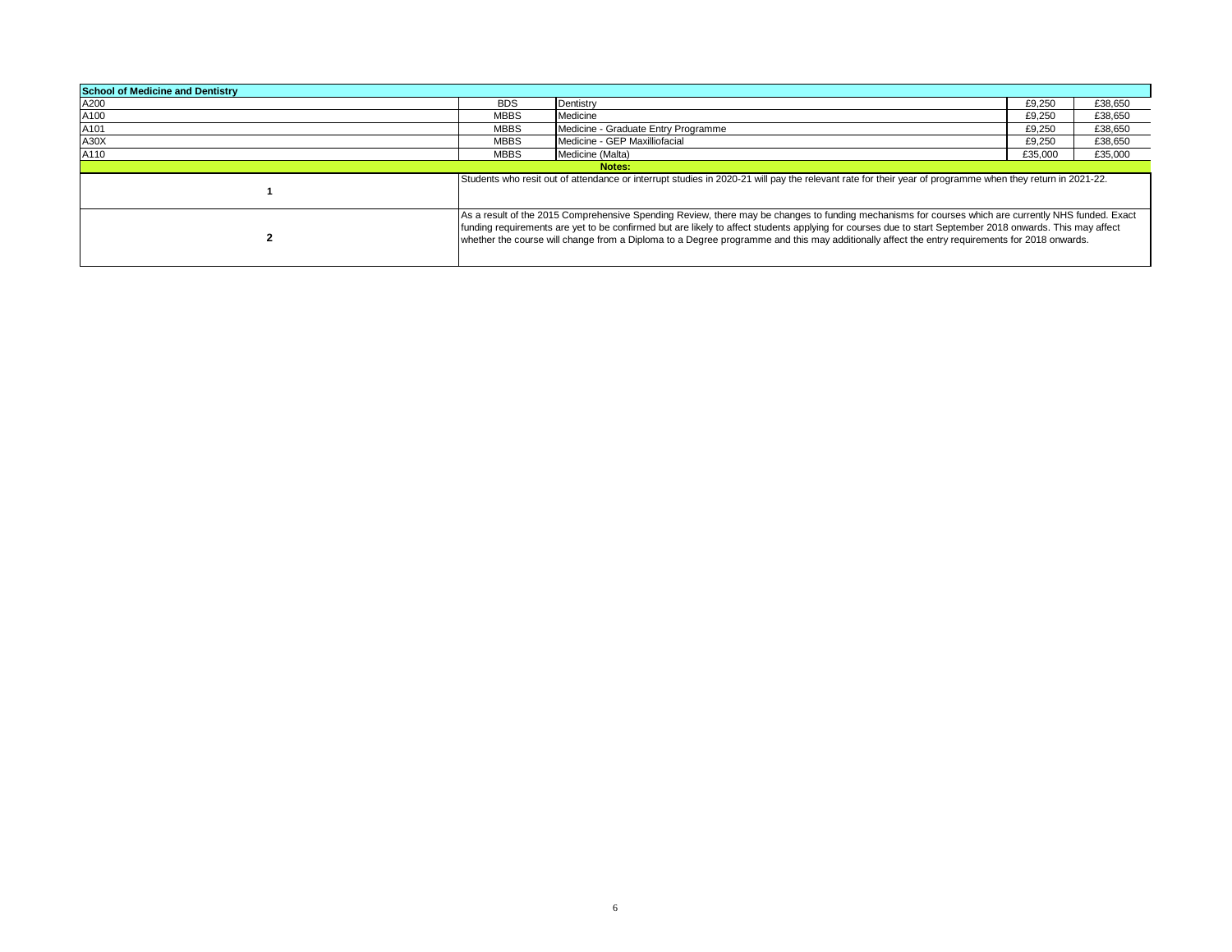| School of Medicine and Dentistry | | | | |
|---|---|---|---|---|
| A200 | BDS | Dentistry | £9,250 | £38,650 |
| A100 | MBBS | Medicine | £9,250 | £38,650 |
| A101 | MBBS | Medicine - Graduate Entry Programme | £9,250 | £38,650 |
| A30X | MBBS | Medicine - GEP Maxilliofacial | £9,250 | £38,650 |
| A110 | MBBS | Medicine (Malta) | £35,000 | £35,000 |

**Notes:**

| | |
|---|---|
| **1** | Students who resit out of attendance or interrupt studies in 2020-21 will pay the relevant rate for their year of programme when they return in 2021-22. |
| **2** | As a result of the 2015 Comprehensive Spending Review, there may be changes to funding mechanisms for courses which are currently NHS funded. Exact funding requirements are yet to be confirmed but are likely to affect students applying for courses due to start September 2018 onwards. This may affect whether the course will change from a Diploma to a Degree programme and this may additionally affect the entry requirements for 2018 onwards. |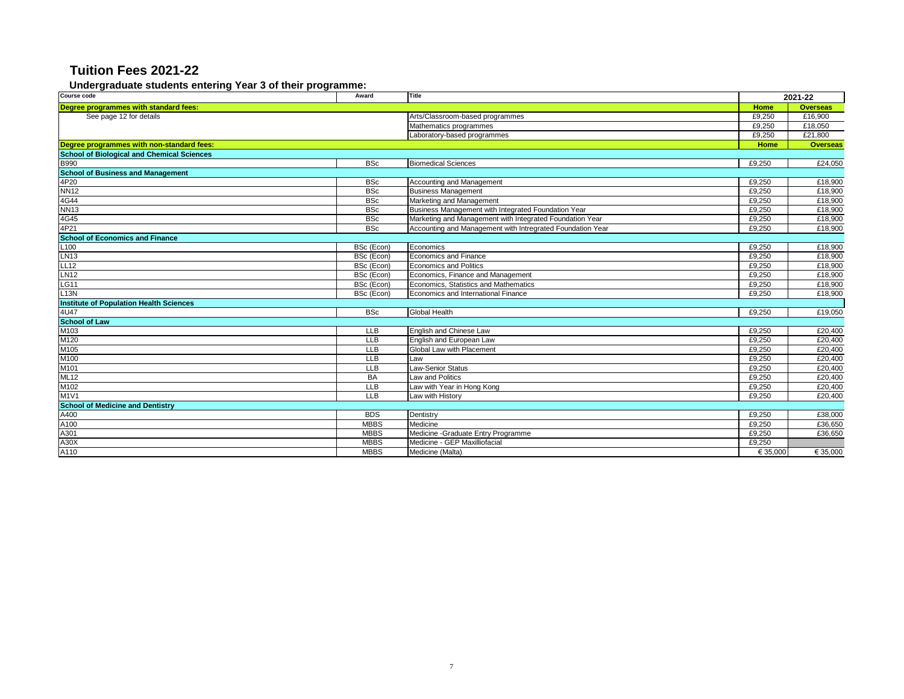# Tuition Fees 2021-22

## Undergraduate students entering Year 3 of their programme:

| Course code | Award | Title | 2021-22 | |
|---|---|---|---|---|
| **Degree programmes with standard fees:** | | | **Home** | **Overseas** |
| See page 12 for details | | Arts/Classroom-based programmes | £9,250 | £16,900 |
| | | Mathematics programmes | £9,250 | £18,050 |
| | | Laboratory-based programmes | £9,250 | £21,800 |
| **Degree programmes with non-standard fees:** | | | **Home** | **Overseas** |
| **School of Biological and Chemical Sciences** | | | | |
| B990 | BSc | Biomedical Sciences | £9,250 | £24,050 |
| **School of Business and Management** | | | | |
| 4P20 | BSc | Accounting and Management | £9,250 | £18,900 |
| NN12 | BSc | Business Management | £9,250 | £18,900 |
| 4G44 | BSc | Marketing and Management | £9,250 | £18,900 |
| NN13 | BSc | Business Management with Integrated Foundation Year | £9,250 | £18,900 |
| 4G45 | BSc | Marketing and Management with Integrated Foundation Year | £9,250 | £18,900 |
| 4P21 | BSc | Accounting and Management with Intregrated Foundation Year | £9,250 | £18,900 |
| **School of Economics and Finance** | | | | |
| L100 | BSc (Econ) | Economics | £9,250 | £18,900 |
| LN13 | BSc (Econ) | Economics and Finance | £9,250 | £18,900 |
| LL12 | BSc (Econ) | Economics and Politics | £9,250 | £18,900 |
| LN12 | BSc (Econ) | Economics, Finance and Management | £9,250 | £18,900 |
| LG11 | BSc (Econ) | Economics, Statistics and Mathematics | £9,250 | £18,900 |
| L13N | BSc (Econ) | Economics and International Finance | £9,250 | £18,900 |
| **Institute of Population Health Sciences** | | | | |
| 4U47 | BSc | Global Health | £9,250 | £19,050 |
| **School of Law** | | | | |
| M103 | LLB | English and Chinese Law | £9,250 | £20,400 |
| M120 | LLB | English and European Law | £9,250 | £20,400 |
| M105 | LLB | Global Law with Placement | £9,250 | £20,400 |
| M100 | LLB | Law | £9,250 | £20,400 |
| M101 | LLB | Law-Senior Status | £9,250 | £20,400 |
| ML12 | BA | Law and Politics | £9,250 | £20,400 |
| M102 | LLB | Law with Year in Hong Kong | £9,250 | £20,400 |
| M1V1 | LLB | Law with History | £9,250 | £20,400 |
| **School of Medicine and Dentistry** | | | | |
| A400 | BDS | Dentistry | £9,250 | £38,000 |
| A100 | MBBS | Medicine | £9,250 | £36,650 |
| A301 | MBBS | Medicine -Graduate Entry Programme | £9,250 | £36,650 |
| A30X | MBBS | Medicine - GEP Maxilliofacial | £9,250 | |
| A110 | MBBS | Medicine (Malta) | € 35,000 | € 35,000 |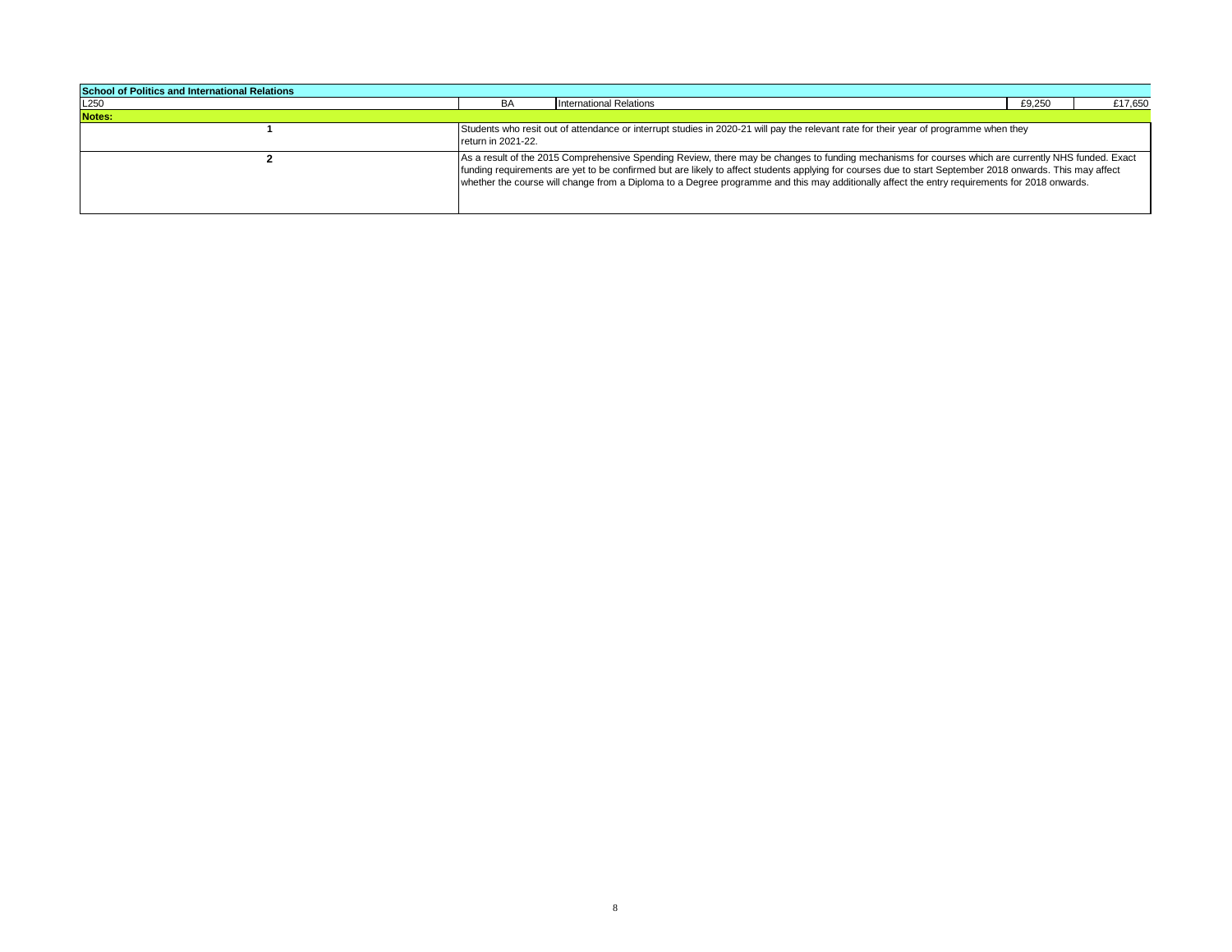| School of Politics and International Relations | | | | |
|---|---|---|---|---|
| L250 | BA | International Relations | £9,250 | £17,650 |
| **Notes:** | | | | |
| **1** | Students who resit out of attendance or interrupt studies in 2020-21 will pay the relevant rate for their year of programme when they return in 2021-22. | | | |
| **2** | As a result of the 2015 Comprehensive Spending Review, there may be changes to funding mechanisms for courses which are currently NHS funded. Exact funding requirements are yet to be confirmed but are likely to affect students applying for courses due to start September 2018 onwards. This may affect whether the course will change from a Diploma to a Degree programme and this may additionally affect the entry requirements for 2018 onwards. | | | |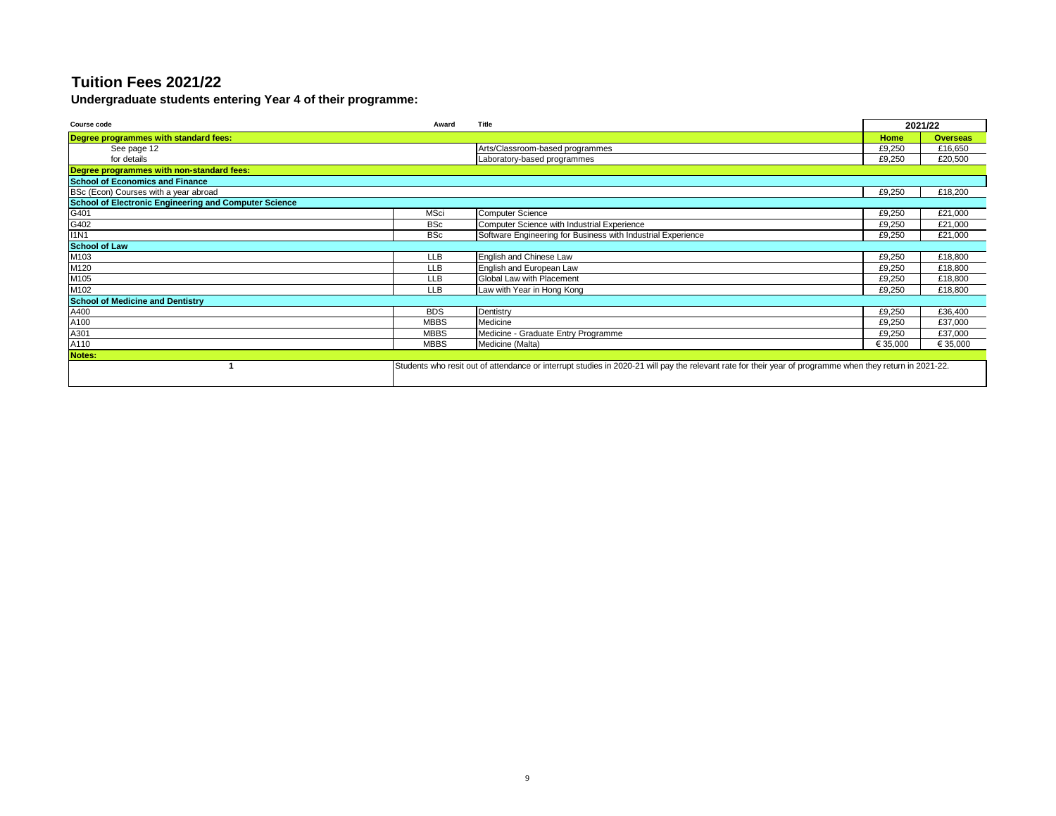# Tuition Fees 2021/22

## Undergraduate students entering Year 4 of their programme:

| Course code | Award | Title | 2021/22 | |
|---|---|---|---|---|
| **Degree programmes with standard fees:** | | | **Home** | **Overseas** |
| See page 12 for details | | Arts/Classroom-based programmes | £9,250 | £16,650 |
| | | Laboratory-based programmes | £9,250 | £20,500 |
| **Degree programmes with non-standard fees:** | | | | |
| **School of Economics and Finance** | | | | |
| BSc (Econ) Courses with a year abroad | | | £9,250 | £18,200 |
| **School of Electronic Engineering and Computer Science** | | | | |
| G401 | MSci | Computer Science | £9,250 | £21,000 |
| G402 | BSc | Computer Science with Industrial Experience | £9,250 | £21,000 |
| I1N1 | BSc | Software Engineering for Business with Industrial Experience | £9,250 | £21,000 |
| **School of Law** | | | | |
| M103 | LLB | English and Chinese Law | £9,250 | £18,800 |
| M120 | LLB | English and European Law | £9,250 | £18,800 |
| M105 | LLB | Global Law with Placement | £9,250 | £18,800 |
| M102 | LLB | Law with Year in Hong Kong | £9,250 | £18,800 |
| **School of Medicine and Dentistry** | | | | |
| A400 | BDS | Dentistry | £9,250 | £36,400 |
| A100 | MBBS | Medicine | £9,250 | £37,000 |
| A301 | MBBS | Medicine - Graduate Entry Programme | £9,250 | £37,000 |
| A110 | MBBS | Medicine (Malta) | € 35,000 | € 35,000 |
| **Notes:** | | | | |
| 1 | | Students who resit out of attendance or interrupt studies in 2020-21 will pay the relevant rate for their year of programme when they return in 2021-22. | | |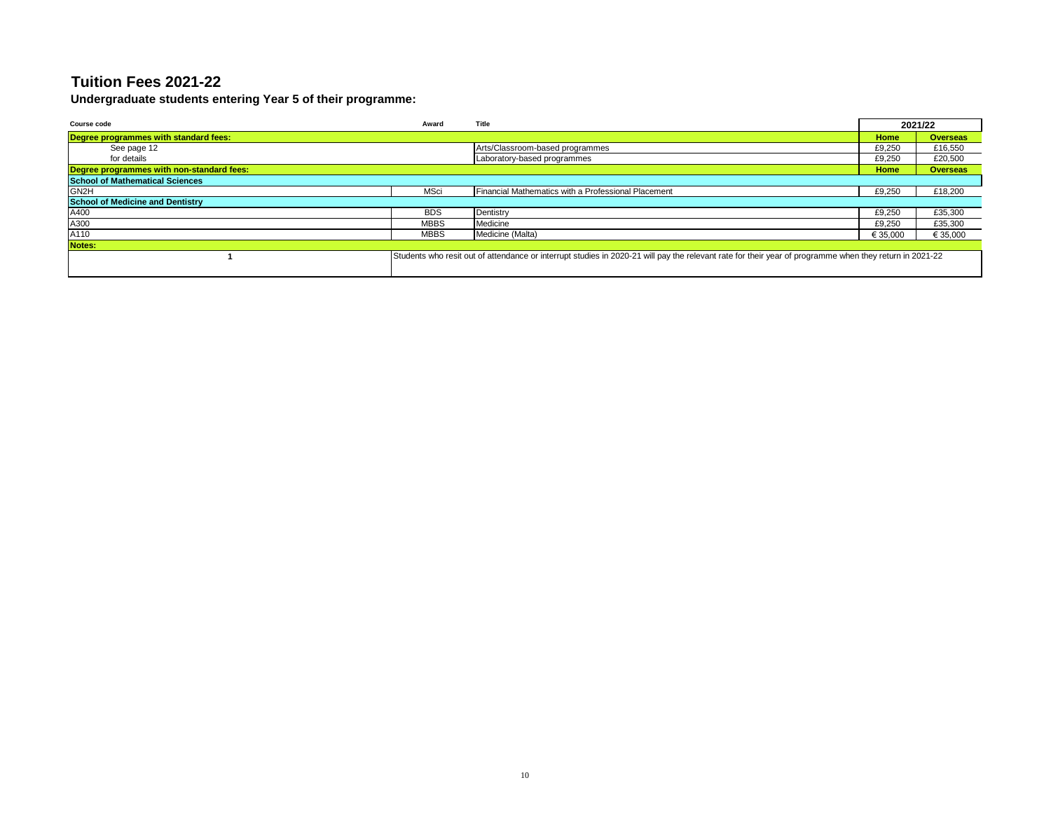# Tuition Fees 2021-22

## Undergraduate students entering Year 5 of their programme:

| Course code | Award | Title | 2021/22 | |
|---|---|---|---|---|
| **Degree programmes with standard fees:** | | | **Home** | **Overseas** |
| See page 12 | | Arts/Classroom-based programmes | £9,250 | £16,550 |
| for details | | Laboratory-based programmes | £9,250 | £20,500 |
| **Degree programmes with non-standard fees:** | | | **Home** | **Overseas** |
| **School of Mathematical Sciences** | | | | |
| GN2H | MSci | Financial Mathematics with a Professional Placement | £9,250 | £18,200 |
| **School of Medicine and Dentistry** | | | | |
| A400 | BDS | Dentistry | £9,250 | £35,300 |
| A300 | MBBS | Medicine | £9,250 | £35,300 |
| A110 | MBBS | Medicine (Malta) | € 35,000 | € 35,000 |
| **Notes:** | | | | |
| 1 | | Students who resit out of attendance or interrupt studies in 2020-21 will pay the relevant rate for their year of programme when they return in 2021-22 | | |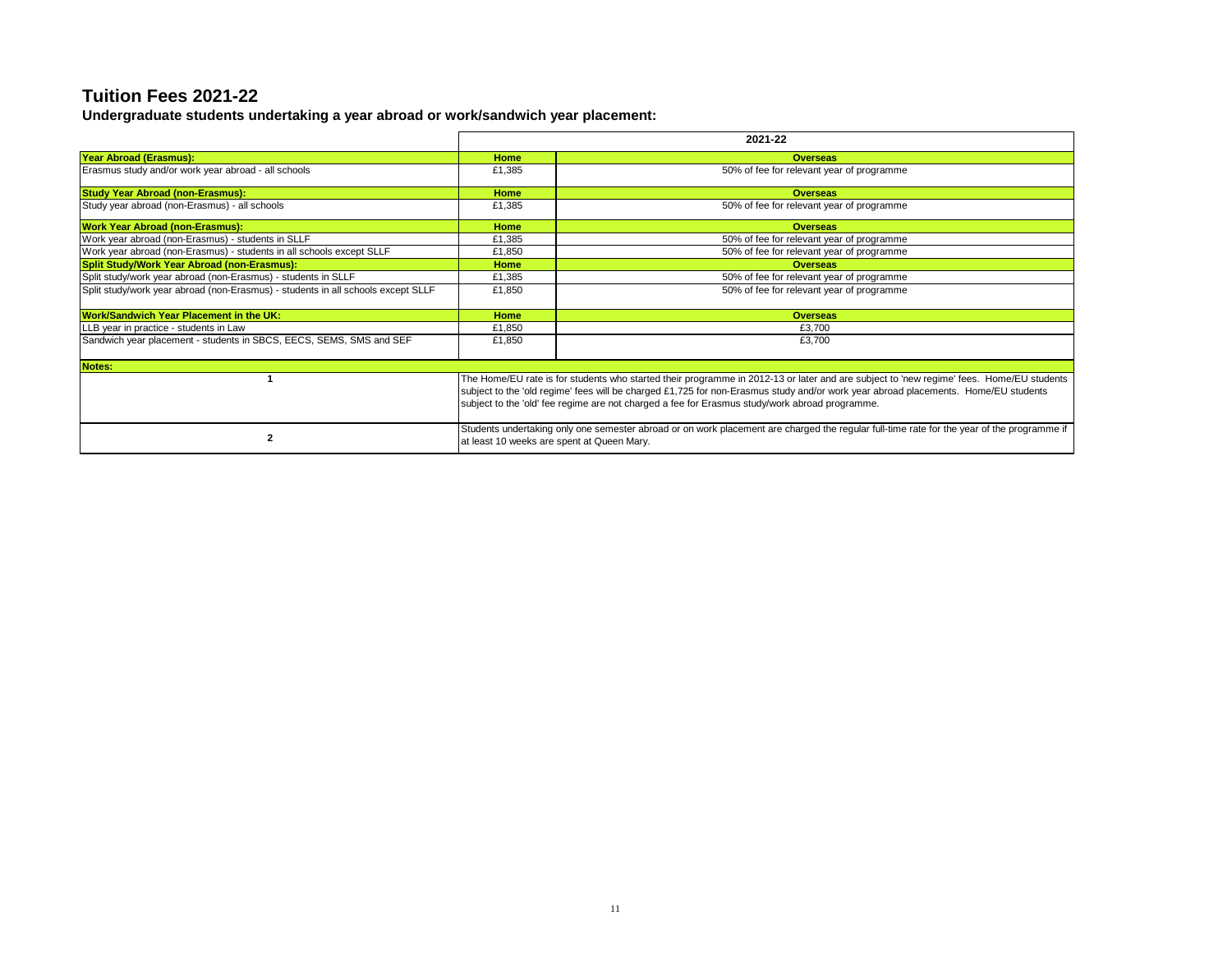# Tuition Fees 2021-22

**Undergraduate students undertaking a year abroad or work/sandwich year placement:**

| | 2021-22 | |
|---|---|---|
| **Year Abroad (Erasmus):** | **Home** | **Overseas** |
| Erasmus study and/or work year abroad - all schools | £1,385 | 50% of fee for relevant year of programme |
| **Study Year Abroad (non-Erasmus):** | **Home** | **Overseas** |
| Study year abroad (non-Erasmus) - all schools | £1,385 | 50% of fee for relevant year of programme |
| **Work Year Abroad (non-Erasmus):** | **Home** | **Overseas** |
| Work year abroad (non-Erasmus) - students in SLLF | £1,385 | 50% of fee for relevant year of programme |
| Work year abroad (non-Erasmus) - students in all schools except SLLF | £1,850 | 50% of fee for relevant year of programme |
| **Split Study/Work Year Abroad (non-Erasmus):** | **Home** | **Overseas** |
| Split study/work year abroad (non-Erasmus) - students in SLLF | £1,385 | 50% of fee for relevant year of programme |
| Split study/work year abroad (non-Erasmus) - students in all schools except SLLF | £1,850 | 50% of fee for relevant year of programme |
| **Work/Sandwich Year Placement in the UK:** | **Home** | **Overseas** |
| LLB year in practice - students in Law | £1,850 | £3,700 |
| Sandwich year placement - students in SBCS, EECS, SEMS, SMS and SEF | £1,850 | £3,700 |

**Notes:**

| | |
|---|---|
| 1 | The Home/EU rate is for students who started their programme in 2012-13 or later and are subject to 'new regime' fees. Home/EU students subject to the 'old regime' fees will be charged £1,725 for non-Erasmus study and/or work year abroad placements. Home/EU students subject to the 'old' fee regime are not charged a fee for Erasmus study/work abroad programme. |
| 2 | Students undertaking only one semester abroad or on work placement are charged the regular full-time rate for the year of the programme if at least 10 weeks are spent at Queen Mary. |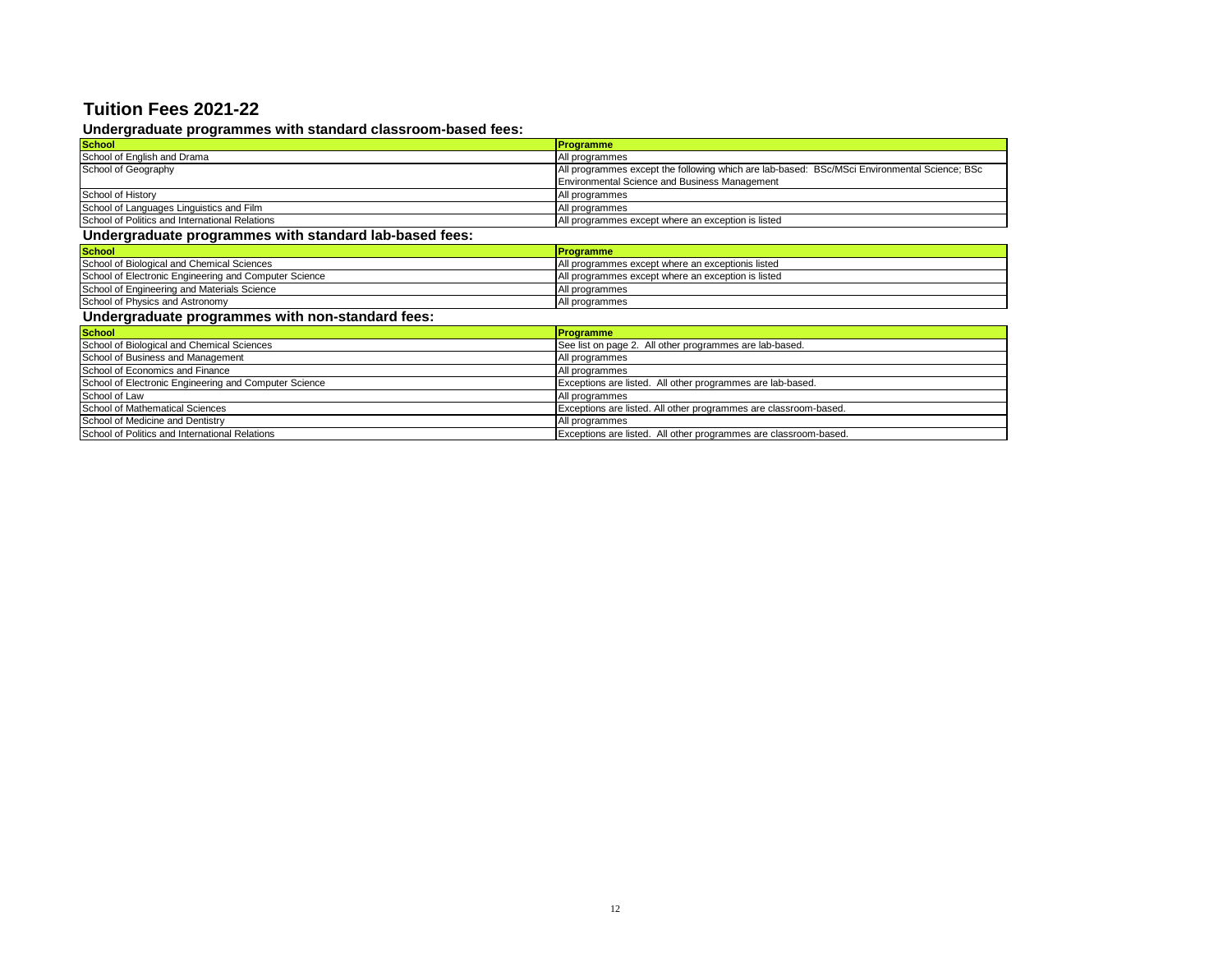# Tuition Fees 2021-22

## Undergraduate programmes with standard classroom-based fees:

| School | Programme |
| --- | --- |
| School of English and Drama | All programmes |
| School of Geography | All programmes except the following which are lab-based: BSc/MSci Environmental Science; BSc Environmental Science and Business Management |
| School of History | All programmes |
| School of Languages Linguistics and Film | All programmes |
| School of Politics and International Relations | All programmes except where an exception is listed |

## Undergraduate programmes with standard lab-based fees:

| School | Programme |
| --- | --- |
| School of Biological and Chemical Sciences | All programmes except where an exceptionis listed |
| School of Electronic Engineering and Computer Science | All programmes except where an exception is listed |
| School of Engineering and Materials Science | All programmes |
| School of Physics and Astronomy | All programmes |

## Undergraduate programmes with non-standard fees:

| School | Programme |
| --- | --- |
| School of Biological and Chemical Sciences | See list on page 2. All other programmes are lab-based. |
| School of Business and Management | All programmes |
| School of Economics and Finance | All programmes |
| School of Electronic Engineering and Computer Science | Exceptions are listed. All other programmes are lab-based. |
| School of Law | All programmes |
| School of Mathematical Sciences | Exceptions are listed. All other programmes are classroom-based. |
| School of Medicine and Dentistry | All programmes |
| School of Politics and International Relations | Exceptions are listed. All other programmes are classroom-based. |